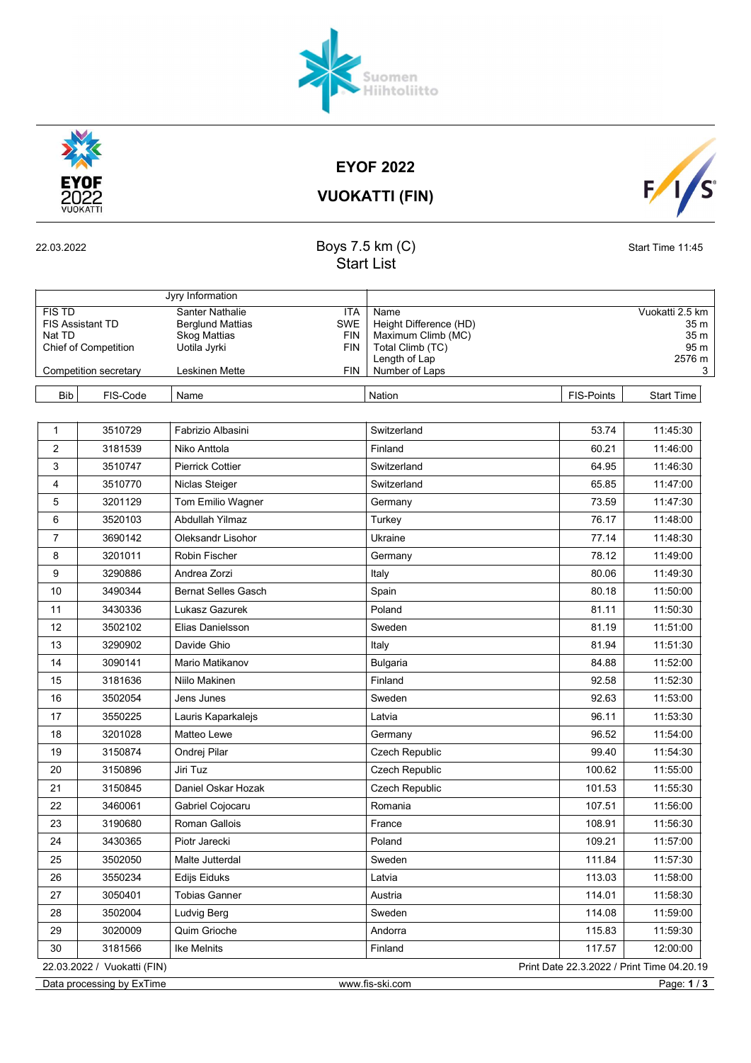# EYOF 2022

## VUOKATTI (FIN)

22.03.2022

### Boys 7.5 km (C)
### Start List

Start Time 11:45

| Jyry Information | | | | |
|---|---|---|---|---|
| FIS TD | Santer Nathalie | ITA | Name | Vuokatti 2.5 km |
| FIS Assistant TD | Berglund Mattias | SWE | Height Difference (HD) | 35 m |
| Nat TD | Skog Mattias | FIN | Maximum Climb (MC) | 35 m |
| Chief of Competition | Uotila Jyrki | FIN | Total Climb (TC) | 95 m |
| | | | Length of Lap | 2576 m |
| Competition secretary | Leskinen Mette | FIN | Number of Laps | 3 |

| Bib | FIS-Code | Name | Nation | FIS-Points | Start Time |
|---|---|---|---|---|---|
| 1 | 3510729 | Fabrizio Albasini | Switzerland | 53.74 | 11:45:30 |
| 2 | 3181539 | Niko Anttola | Finland | 60.21 | 11:46:00 |
| 3 | 3510747 | Pierrick Cottier | Switzerland | 64.95 | 11:46:30 |
| 4 | 3510770 | Niclas Steiger | Switzerland | 65.85 | 11:47:00 |
| 5 | 3201129 | Tom Emilio Wagner | Germany | 73.59 | 11:47:30 |
| 6 | 3520103 | Abdullah Yilmaz | Turkey | 76.17 | 11:48:00 |
| 7 | 3690142 | Oleksandr Lisohor | Ukraine | 77.14 | 11:48:30 |
| 8 | 3201011 | Robin Fischer | Germany | 78.12 | 11:49:00 |
| 9 | 3290886 | Andrea Zorzi | Italy | 80.06 | 11:49:30 |
| 10 | 3490344 | Bernat Selles Gasch | Spain | 80.18 | 11:50:00 |
| 11 | 3430336 | Lukasz Gazurek | Poland | 81.11 | 11:50:30 |
| 12 | 3502102 | Elias Danielsson | Sweden | 81.19 | 11:51:00 |
| 13 | 3290902 | Davide Ghio | Italy | 81.94 | 11:51:30 |
| 14 | 3090141 | Mario Matikanov | Bulgaria | 84.88 | 11:52:00 |
| 15 | 3181636 | Niilo Makinen | Finland | 92.58 | 11:52:30 |
| 16 | 3502054 | Jens Junes | Sweden | 92.63 | 11:53:00 |
| 17 | 3550225 | Lauris Kaparkalejs | Latvia | 96.11 | 11:53:30 |
| 18 | 3201028 | Matteo Lewe | Germany | 96.52 | 11:54:00 |
| 19 | 3150874 | Ondrej Pilar | Czech Republic | 99.40 | 11:54:30 |
| 20 | 3150896 | Jiri Tuz | Czech Republic | 100.62 | 11:55:00 |
| 21 | 3150845 | Daniel Oskar Hozak | Czech Republic | 101.53 | 11:55:30 |
| 22 | 3460061 | Gabriel Cojocaru | Romania | 107.51 | 11:56:00 |
| 23 | 3190680 | Roman Gallois | France | 108.91 | 11:56:30 |
| 24 | 3430365 | Piotr Jarecki | Poland | 109.21 | 11:57:00 |
| 25 | 3502050 | Malte Jutterdal | Sweden | 111.84 | 11:57:30 |
| 26 | 3550234 | Edijs Eiduks | Latvia | 113.03 | 11:58:00 |
| 27 | 3050401 | Tobias Ganner | Austria | 114.01 | 11:58:30 |
| 28 | 3502004 | Ludvig Berg | Sweden | 114.08 | 11:59:00 |
| 29 | 3020009 | Quim Grioche | Andorra | 115.83 | 11:59:30 |
| 30 | 3181566 | Ike Melnits | Finland | 117.57 | 12:00:00 |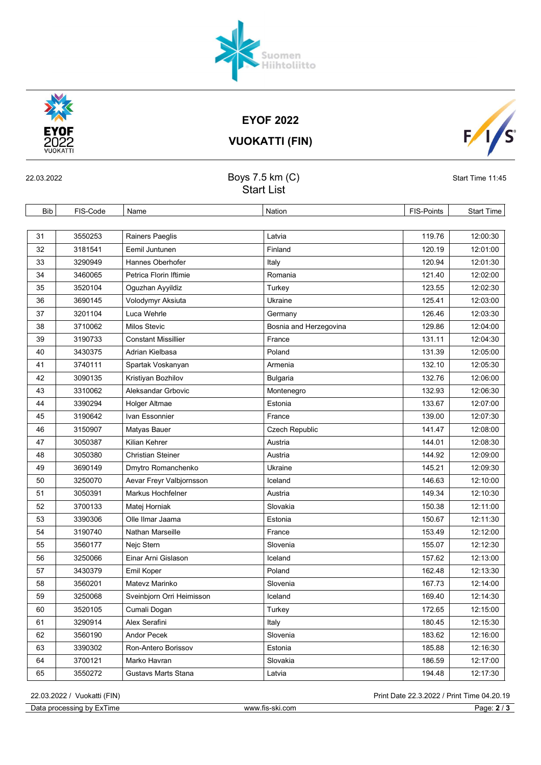# EYOF 2022

# VUOKATTI (FIN)

22.03.2022

## Boys 7.5 km (C)
## Start List

Start Time 11:45

| Bib | FIS-Code | Name | Nation | FIS-Points | Start Time |
|---|---|---|---|---|---|
| 31 | 3550253 | Rainers Paeglis | Latvia | 119.76 | 12:00:30 |
| 32 | 3181541 | Eemil Juntunen | Finland | 120.19 | 12:01:00 |
| 33 | 3290949 | Hannes Oberhofer | Italy | 120.94 | 12:01:30 |
| 34 | 3460065 | Petrica Florin Iftimie | Romania | 121.40 | 12:02:00 |
| 35 | 3520104 | Oguzhan Ayyildiz | Turkey | 123.55 | 12:02:30 |
| 36 | 3690145 | Volodymyr Aksiuta | Ukraine | 125.41 | 12:03:00 |
| 37 | 3201104 | Luca Wehrle | Germany | 126.46 | 12:03:30 |
| 38 | 3710062 | Milos Stevic | Bosnia and Herzegovina | 129.86 | 12:04:00 |
| 39 | 3190733 | Constant Missillier | France | 131.11 | 12:04:30 |
| 40 | 3430375 | Adrian Kielbasa | Poland | 131.39 | 12:05:00 |
| 41 | 3740111 | Spartak Voskanyan | Armenia | 132.10 | 12:05:30 |
| 42 | 3090135 | Kristiyan Bozhilov | Bulgaria | 132.76 | 12:06:00 |
| 43 | 3310062 | Aleksandar Grbovic | Montenegro | 132.93 | 12:06:30 |
| 44 | 3390294 | Holger Altmae | Estonia | 133.67 | 12:07:00 |
| 45 | 3190642 | Ivan Essonnier | France | 139.00 | 12:07:30 |
| 46 | 3150907 | Matyas Bauer | Czech Republic | 141.47 | 12:08:00 |
| 47 | 3050387 | Kilian Kehrer | Austria | 144.01 | 12:08:30 |
| 48 | 3050380 | Christian Steiner | Austria | 144.92 | 12:09:00 |
| 49 | 3690149 | Dmytro Romanchenko | Ukraine | 145.21 | 12:09:30 |
| 50 | 3250070 | Aevar Freyr Valbjornsson | Iceland | 146.63 | 12:10:00 |
| 51 | 3050391 | Markus Hochfelner | Austria | 149.34 | 12:10:30 |
| 52 | 3700133 | Matej Horniak | Slovakia | 150.38 | 12:11:00 |
| 53 | 3390306 | Olle Ilmar Jaama | Estonia | 150.67 | 12:11:30 |
| 54 | 3190740 | Nathan Marseille | France | 153.49 | 12:12:00 |
| 55 | 3560177 | Nejc Stern | Slovenia | 155.07 | 12:12:30 |
| 56 | 3250066 | Einar Arni Gislason | Iceland | 157.62 | 12:13:00 |
| 57 | 3430379 | Emil Koper | Poland | 162.48 | 12:13:30 |
| 58 | 3560201 | Matevz Marinko | Slovenia | 167.73 | 12:14:00 |
| 59 | 3250068 | Sveinbjorn Orri Heimisson | Iceland | 169.40 | 12:14:30 |
| 60 | 3520105 | Cumali Dogan | Turkey | 172.65 | 12:15:00 |
| 61 | 3290914 | Alex Serafini | Italy | 180.45 | 12:15:30 |
| 62 | 3560190 | Andor Pecek | Slovenia | 183.62 | 12:16:00 |
| 63 | 3390302 | Ron-Antero Borissov | Estonia | 185.88 | 12:16:30 |
| 64 | 3700121 | Marko Havran | Slovakia | 186.59 | 12:17:00 |
| 65 | 3550272 | Gustavs Marts Stana | Latvia | 194.48 | 12:17:30 |

22.03.2022 / Vuokatti (FIN) — Print Date 22.3.2022 / Print Time 04.20.19

Data processing by ExTime — www.fis-ski.com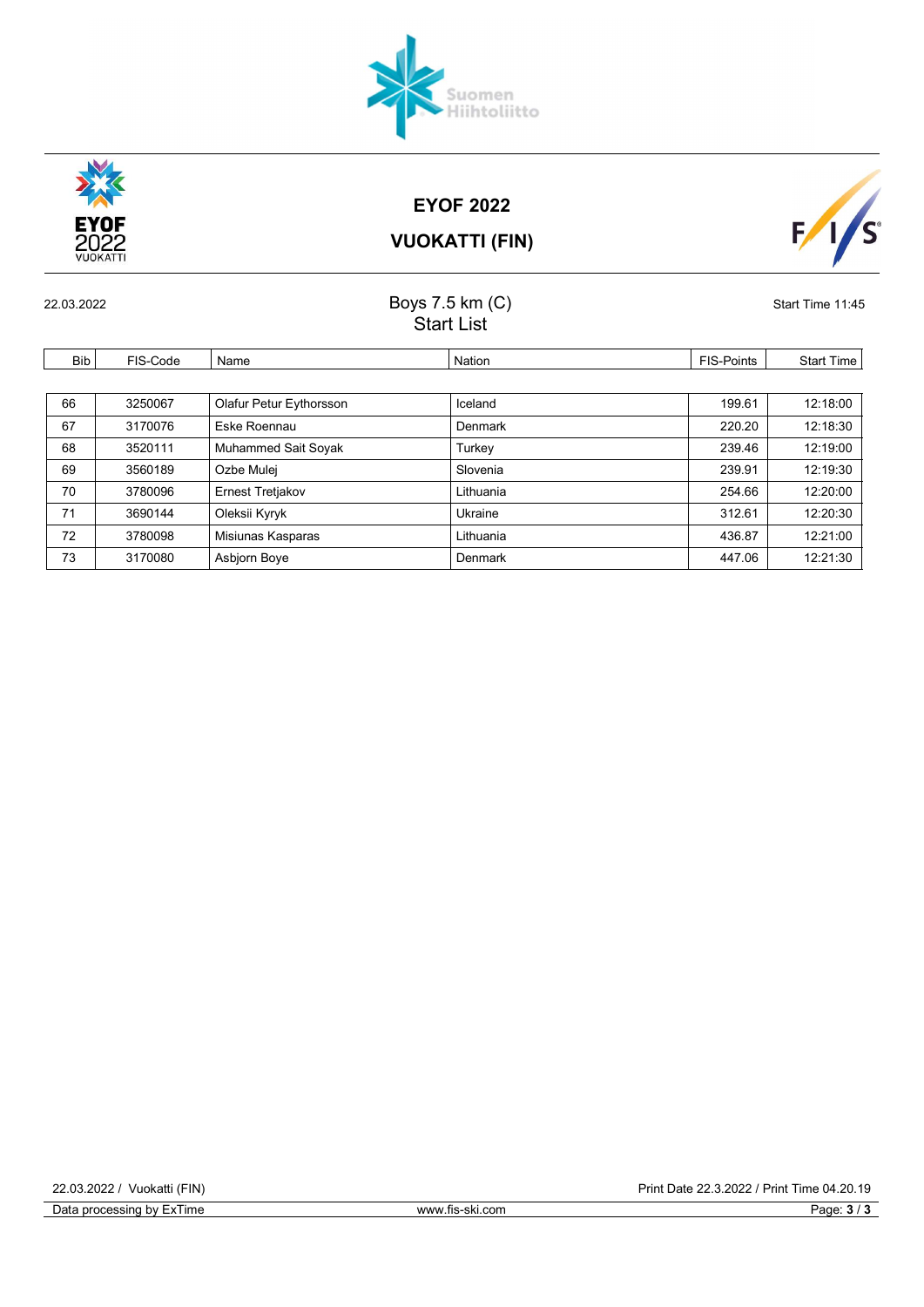# EYOF 2022

# VUOKATTI (FIN)

22.03.2022

## Boys 7.5 km (C)

## Start List

Start Time 11:45

| Bib | FIS-Code | Name | Nation | FIS-Points | Start Time |
|---|---|---|---|---|---|
| 66 | 3250067 | Olafur Petur Eythorsson | Iceland | 199.61 | 12:18:00 |
| 67 | 3170076 | Eske Roennau | Denmark | 220.20 | 12:18:30 |
| 68 | 3520111 | Muhammed Sait Soyak | Turkey | 239.46 | 12:19:00 |
| 69 | 3560189 | Ozbe Mulej | Slovenia | 239.91 | 12:19:30 |
| 70 | 3780096 | Ernest Tretjakov | Lithuania | 254.66 | 12:20:00 |
| 71 | 3690144 | Oleksii Kyryk | Ukraine | 312.61 | 12:20:30 |
| 72 | 3780098 | Misiunas Kasparas | Lithuania | 436.87 | 12:21:00 |
| 73 | 3170080 | Asbjorn Boye | Denmark | 447.06 | 12:21:30 |

22.03.2022 / Vuokatti (FIN)

Print Date 22.3.2022 / Print Time 04.20.19

Data processing by ExTime

www.fis-ski.com